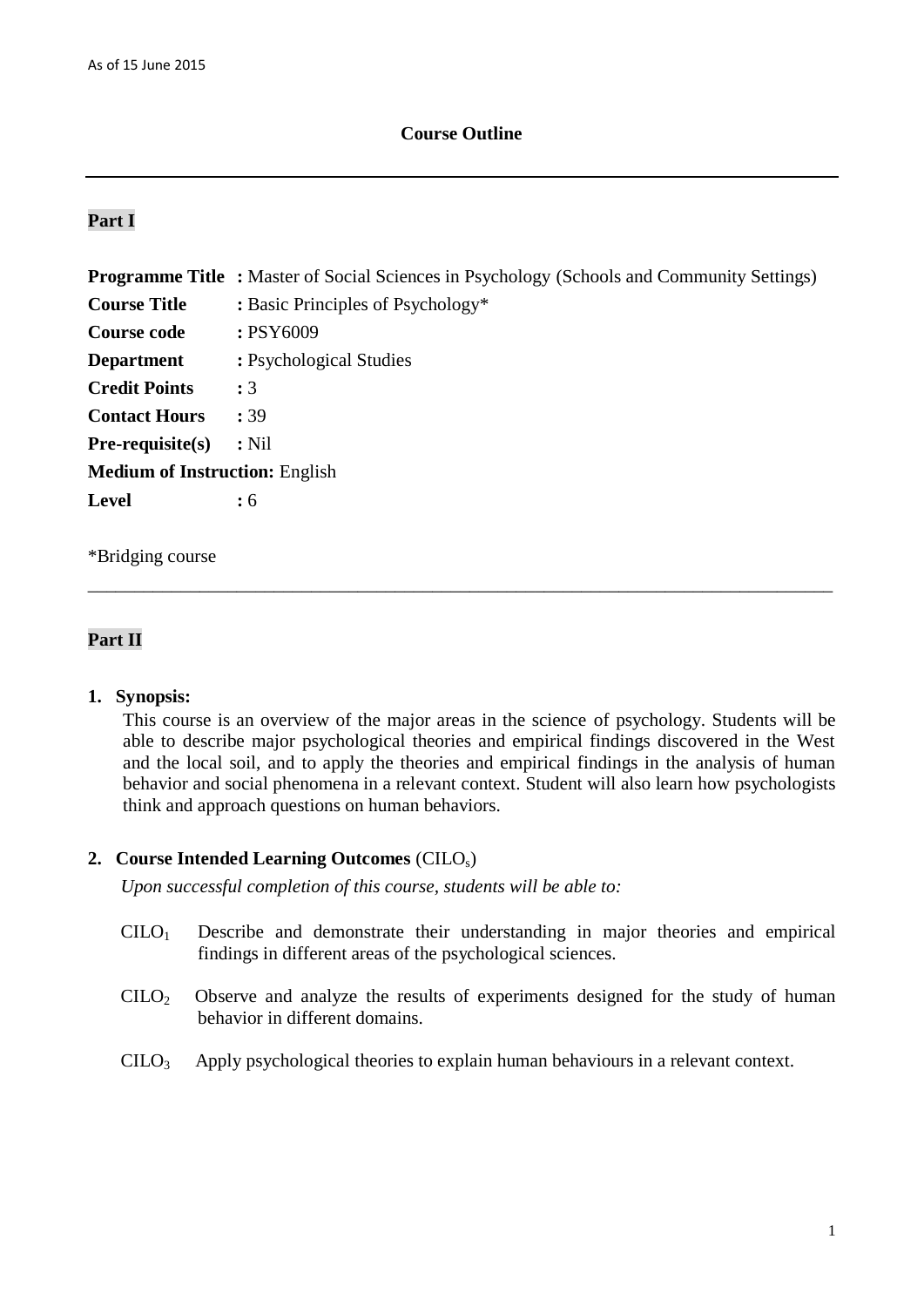As of 15 June 2015

# Course Outline

---

## Part I

**Programme Title :** Master of Social Sciences in Psychology (Schools and Community Settings)
**Course Title :** Basic Principles of Psychology*
**Course code :** PSY6009
**Department :** Psychological Studies
**Credit Points :** 3
**Contact Hours :** 39
**Pre-requisite(s) :** Nil
**Medium of Instruction:** English
**Level :** 6

*Bridging course

---

## Part II

**1. Synopsis:**

This course is an overview of the major areas in the science of psychology. Students will be able to describe major psychological theories and empirical findings discovered in the West and the local soil, and to apply the theories and empirical findings in the analysis of human behavior and social phenomena in a relevant context. Student will also learn how psychologists think and approach questions on human behaviors.

**2. Course Intended Learning Outcomes** ($CILO_s$)

*Upon successful completion of this course, students will be able to:*

$CILO_1$ Describe and demonstrate their understanding in major theories and empirical findings in different areas of the psychological sciences.

$CILO_2$ Observe and analyze the results of experiments designed for the study of human behavior in different domains.

$CILO_3$ Apply psychological theories to explain human behaviours in a relevant context.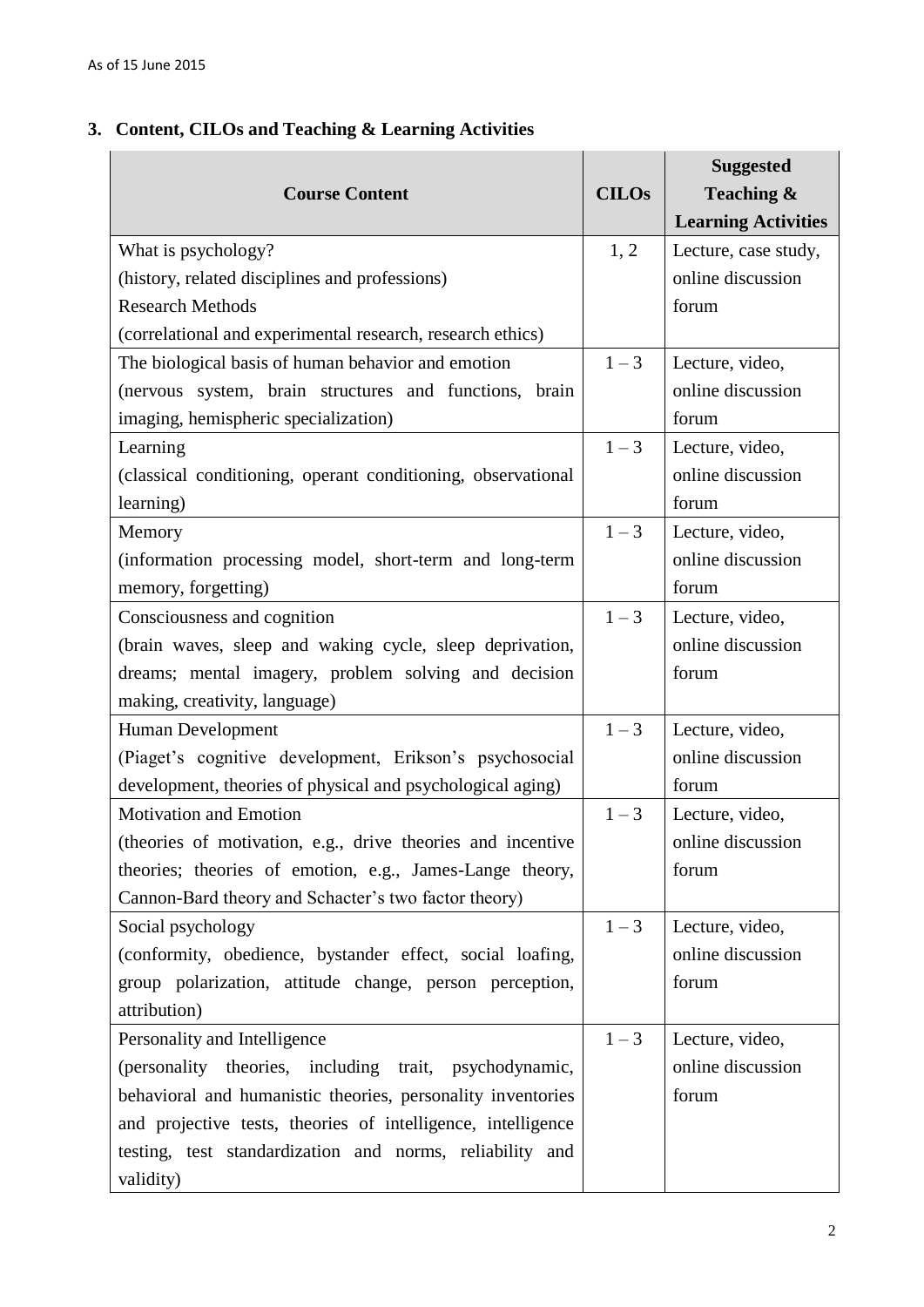## 3. Content, CILOs and Teaching & Learning Activities

| Course Content | CILOs | Suggested Teaching & Learning Activities |
|---|---|---|
| What is psychology? (history, related disciplines and professions) Research Methods (correlational and experimental research, research ethics) | 1, 2 | Lecture, case study, online discussion forum |
| The biological basis of human behavior and emotion (nervous system, brain structures and functions, brain imaging, hemispheric specialization) | 1 – 3 | Lecture, video, online discussion forum |
| Learning (classical conditioning, operant conditioning, observational learning) | 1 – 3 | Lecture, video, online discussion forum |
| Memory (information processing model, short-term and long-term memory, forgetting) | 1 – 3 | Lecture, video, online discussion forum |
| Consciousness and cognition (brain waves, sleep and waking cycle, sleep deprivation, dreams; mental imagery, problem solving and decision making, creativity, language) | 1 – 3 | Lecture, video, online discussion forum |
| Human Development (Piaget's cognitive development, Erikson's psychosocial development, theories of physical and psychological aging) | 1 – 3 | Lecture, video, online discussion forum |
| Motivation and Emotion (theories of motivation, e.g., drive theories and incentive theories; theories of emotion, e.g., James-Lange theory, Cannon-Bard theory and Schacter's two factor theory) | 1 – 3 | Lecture, video, online discussion forum |
| Social psychology (conformity, obedience, bystander effect, social loafing, group polarization, attitude change, person perception, attribution) | 1 – 3 | Lecture, video, online discussion forum |
| Personality and Intelligence (personality theories, including trait, psychodynamic, behavioral and humanistic theories, personality inventories and projective tests, theories of intelligence, intelligence testing, test standardization and norms, reliability and validity) | 1 – 3 | Lecture, video, online discussion forum |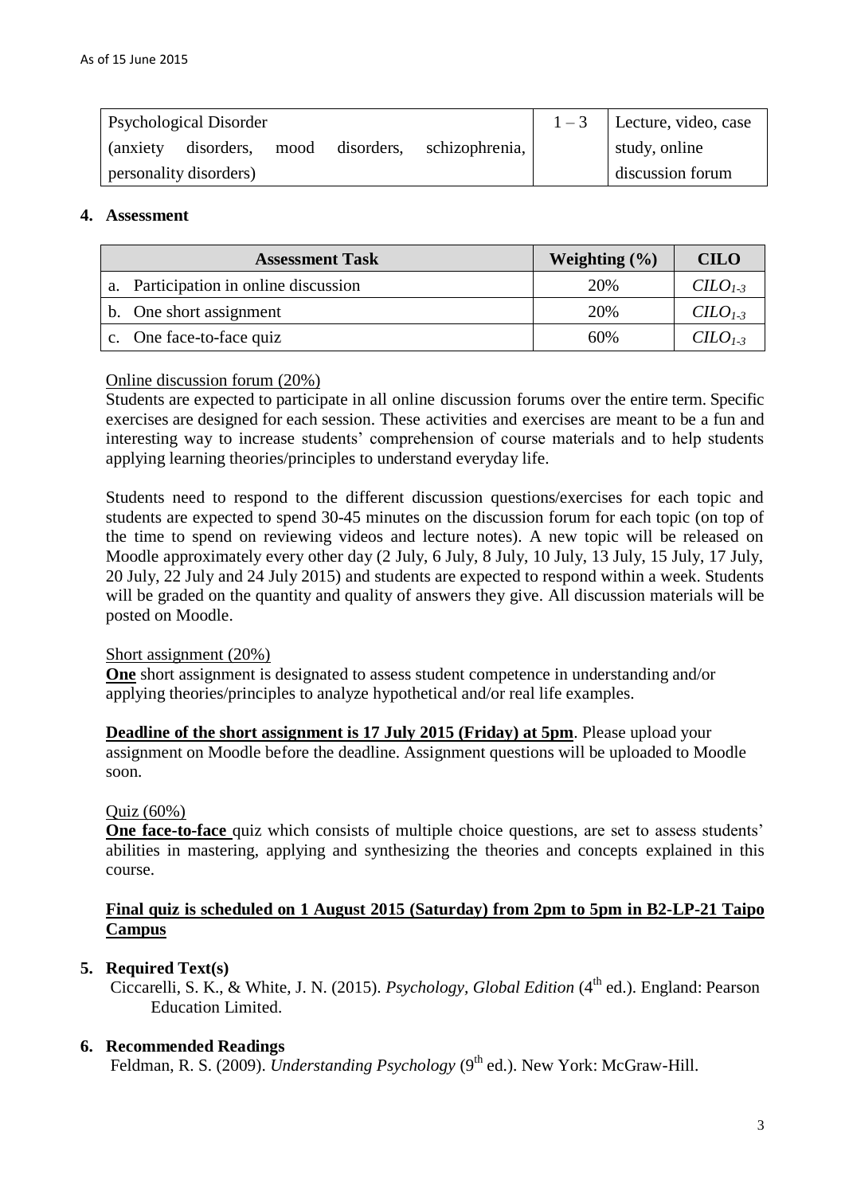| Psychological Disorder (anxiety disorders, mood disorders, schizophrenia, personality disorders) | 1 – 3 | Lecture, video, case study, online discussion forum |
|---|---|---|

## 4. Assessment

| Assessment Task | Weighting (%) | CILO |
|---|---|---|
| a. Participation in online discussion | 20% | $CILO_{1-3}$ |
| b. One short assignment | 20% | $CILO_{1-3}$ |
| c. One face-to-face quiz | 60% | $CILO_{1-3}$ |

<u>Online discussion forum (20%)</u>

Students are expected to participate in all online discussion forums over the entire term. Specific exercises are designed for each session. These activities and exercises are meant to be a fun and interesting way to increase students' comprehension of course materials and to help students applying learning theories/principles to understand everyday life.

Students need to respond to the different discussion questions/exercises for each topic and students are expected to spend 30-45 minutes on the discussion forum for each topic (on top of the time to spend on reviewing videos and lecture notes). A new topic will be released on Moodle approximately every other day (2 July, 6 July, 8 July, 10 July, 13 July, 15 July, 17 July, 20 July, 22 July and 24 July 2015) and students are expected to respond within a week. Students will be graded on the quantity and quality of answers they give. All discussion materials will be posted on Moodle.

<u>Short assignment (20%)</u>

<u>**One**</u> short assignment is designated to assess student competence in understanding and/or applying theories/principles to analyze hypothetical and/or real life examples.

<u>**Deadline of the short assignment is 17 July 2015 (Friday) at 5pm**</u>. Please upload your assignment on Moodle before the deadline. Assignment questions will be uploaded to Moodle soon.

<u>Quiz (60%)</u>

<u>**One face-to-face**</u> quiz which consists of multiple choice questions, are set to assess students' abilities in mastering, applying and synthesizing the theories and concepts explained in this course.

<u>**Final quiz is scheduled on 1 August 2015 (Saturday) from 2pm to 5pm in B2-LP-21 Taipo Campus**</u>

## 5. Required Text(s)

Ciccarelli, S. K., & White, J. N. (2015). *Psychology, Global Edition* (4th ed.). England: Pearson Education Limited.

## 6. Recommended Readings

Feldman, R. S. (2009). *Understanding Psychology* (9th ed.). New York: McGraw-Hill.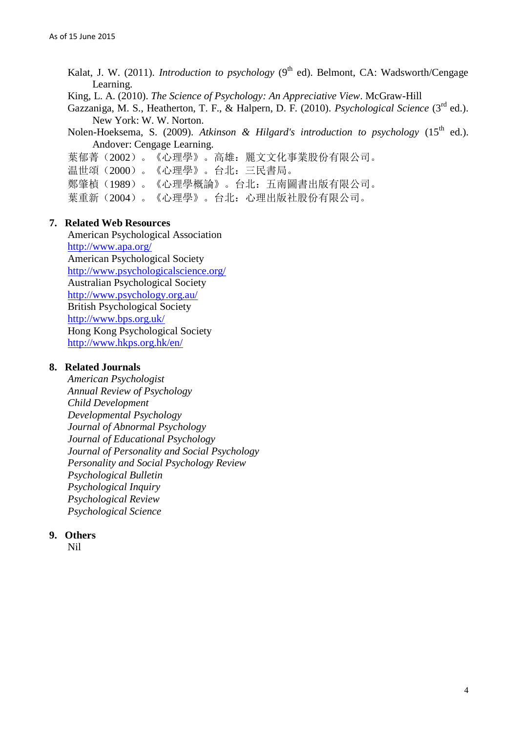Kalat, J. W. (2011). *Introduction to psychology* (9th ed). Belmont, CA: Wadsworth/Cengage Learning.

King, L. A. (2010). *The Science of Psychology: An Appreciative View*. McGraw-Hill

Gazzaniga, M. S., Heatherton, T. F., & Halpern, D. F. (2010). *Psychological Science* (3rd ed.). New York: W. W. Norton.

Nolen-Hoeksema, S. (2009). *Atkinson & Hilgard's introduction to psychology* (15th ed.). Andover: Cengage Learning.

葉郁菁（2002）。《心理學》。高雄：麗文文化事業股份有限公司。

温世頌（2000）。《心理學》。台北：三民書局。

鄭肇楨（1989）。《心理學概論》。台北：五南圖書出版有限公司。

葉重新（2004）。《心理學》。台北：心理出版社股份有限公司。

## 7. Related Web Resources

American Psychological Association
http://www.apa.org/

American Psychological Society
http://www.psychologicalscience.org/

Australian Psychological Society
http://www.psychology.org.au/

British Psychological Society
http://www.bps.org.uk/

Hong Kong Psychological Society
http://www.hkps.org.hk/en/

## 8. Related Journals

*American Psychologist*
*Annual Review of Psychology*
*Child Development*
*Developmental Psychology*
*Journal of Abnormal Psychology*
*Journal of Educational Psychology*
*Journal of Personality and Social Psychology*
*Personality and Social Psychology Review*
*Psychological Bulletin*
*Psychological Inquiry*
*Psychological Review*
*Psychological Science*

## 9. Others

Nil